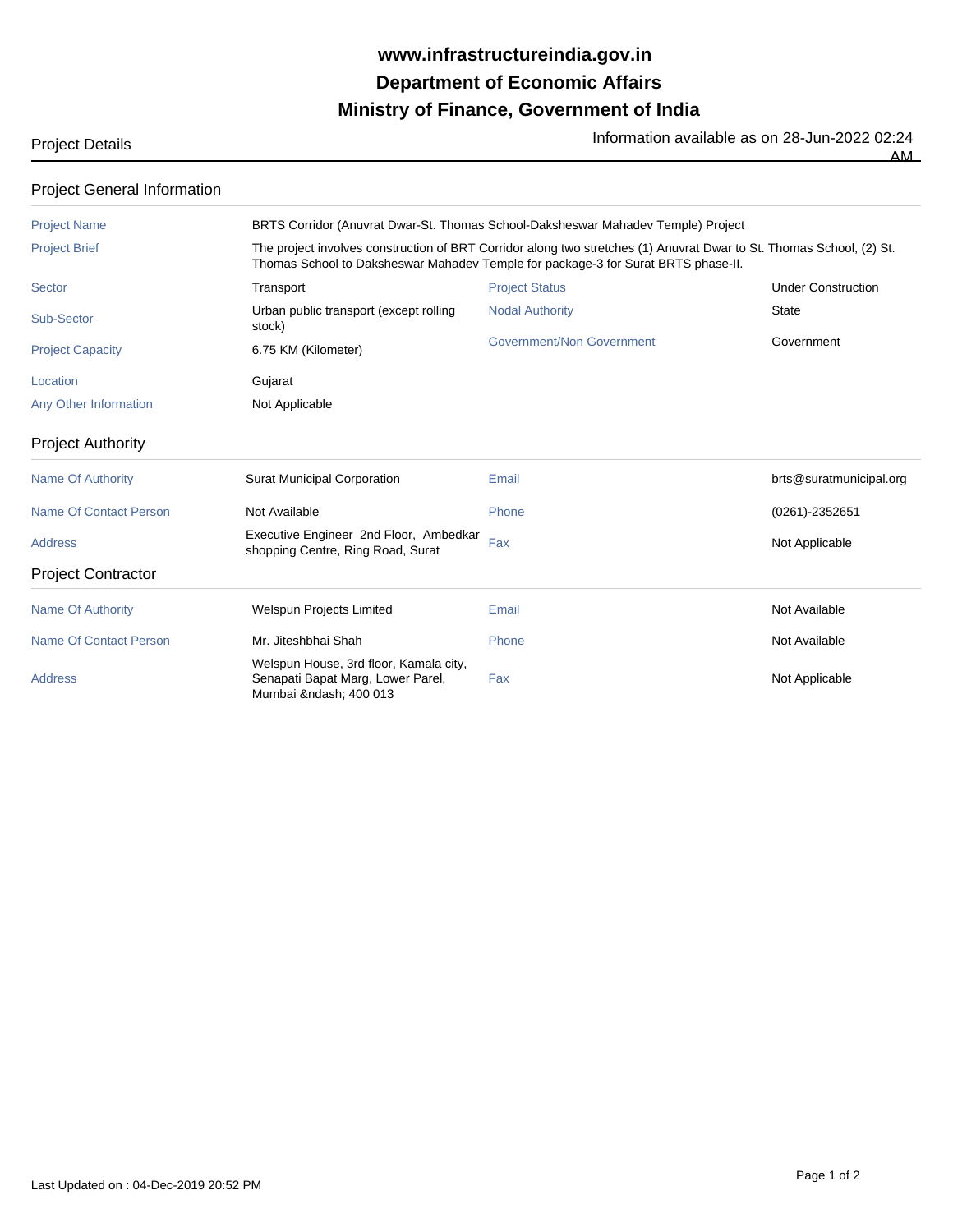# www.infrastructureindia.gov.in
# Department of Economic Affairs
# Ministry of Finance, Government of India

Project Details

Information available as on 28-Jun-2022 02:24 AM

## Project General Information

| | | | |
|---|---|---|---|
| Project Name | BRTS Corridor (Anuvrat Dwar-St. Thomas School-Daksheswar Mahadev Temple) Project | | |
| Project Brief | The project involves construction of BRT Corridor along two stretches (1) Anuvrat Dwar to St. Thomas School, (2) St. Thomas School to Daksheswar Mahadev Temple for package-3 for Surat BRTS phase-II. | | |
| Sector | Transport | Project Status | Under Construction |
| Sub-Sector | Urban public transport (except rolling stock) | Nodal Authority | State |
| Project Capacity | 6.75 KM (Kilometer) | Government/Non Government | Government |
| Location | Gujarat | | |
| Any Other Information | Not Applicable | | |

## Project Authority

| | | | |
|---|---|---|---|
| Name Of Authority | Surat Municipal Corporation | Email | brts@suratmunicipal.org |
| Name Of Contact Person | Not Available | Phone | (0261)-2352651 |
| Address | Executive Engineer 2nd Floor, Ambedkar shopping Centre, Ring Road, Surat | Fax | Not Applicable |

## Project Contractor

| | | | |
|---|---|---|---|
| Name Of Authority | Welspun Projects Limited | Email | Not Available |
| Name Of Contact Person | Mr. Jiteshbhai Shah | Phone | Not Available |
| Address | Welspun House, 3rd floor, Kamala city, Senapati Bapat Marg, Lower Parel, Mumbai &ndash; 400 013 | Fax | Not Applicable |

Last Updated on : 04-Dec-2019 20:52 PM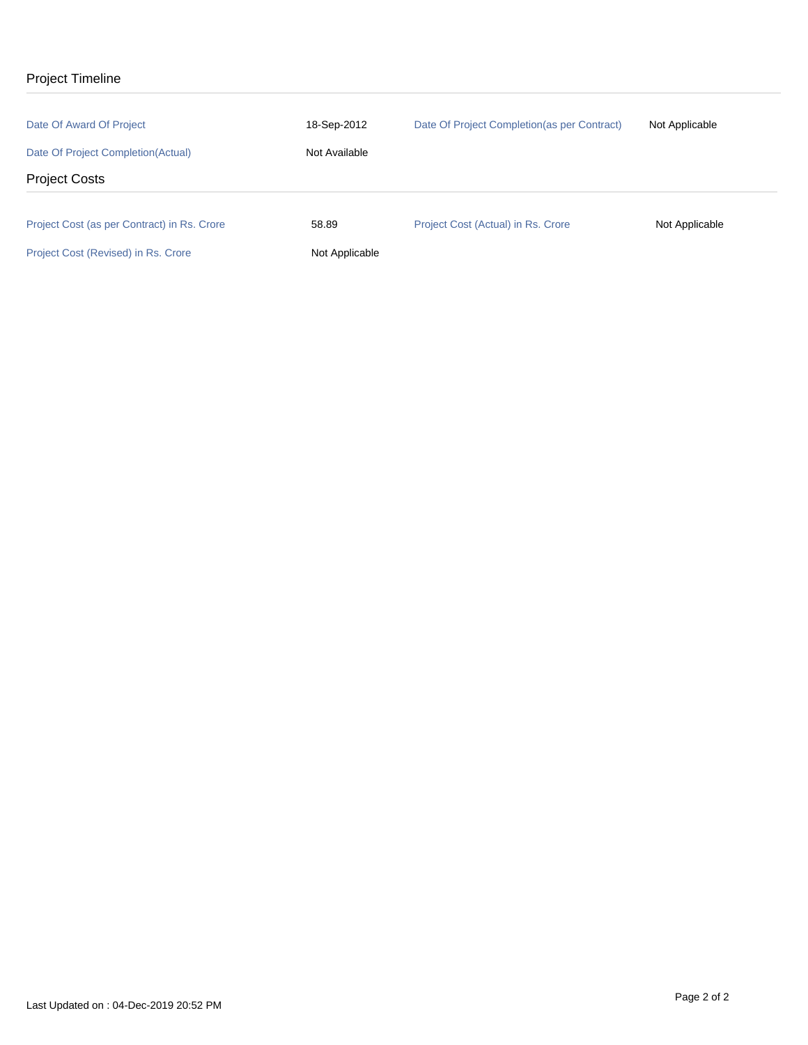## Project Timeline

| | | | |
|---|---|---|---|
| Date Of Award Of Project | 18-Sep-2012 | Date Of Project Completion(as per Contract) | Not Applicable |
| Date Of Project Completion(Actual) | Not Available | | |

## Project Costs

| | | | |
|---|---|---|---|
| Project Cost (as per Contract) in Rs. Crore | 58.89 | Project Cost (Actual) in Rs. Crore | Not Applicable |
| Project Cost (Revised) in Rs. Crore | Not Applicable | | |

Last Updated on : 04-Dec-2019 20:52 PM